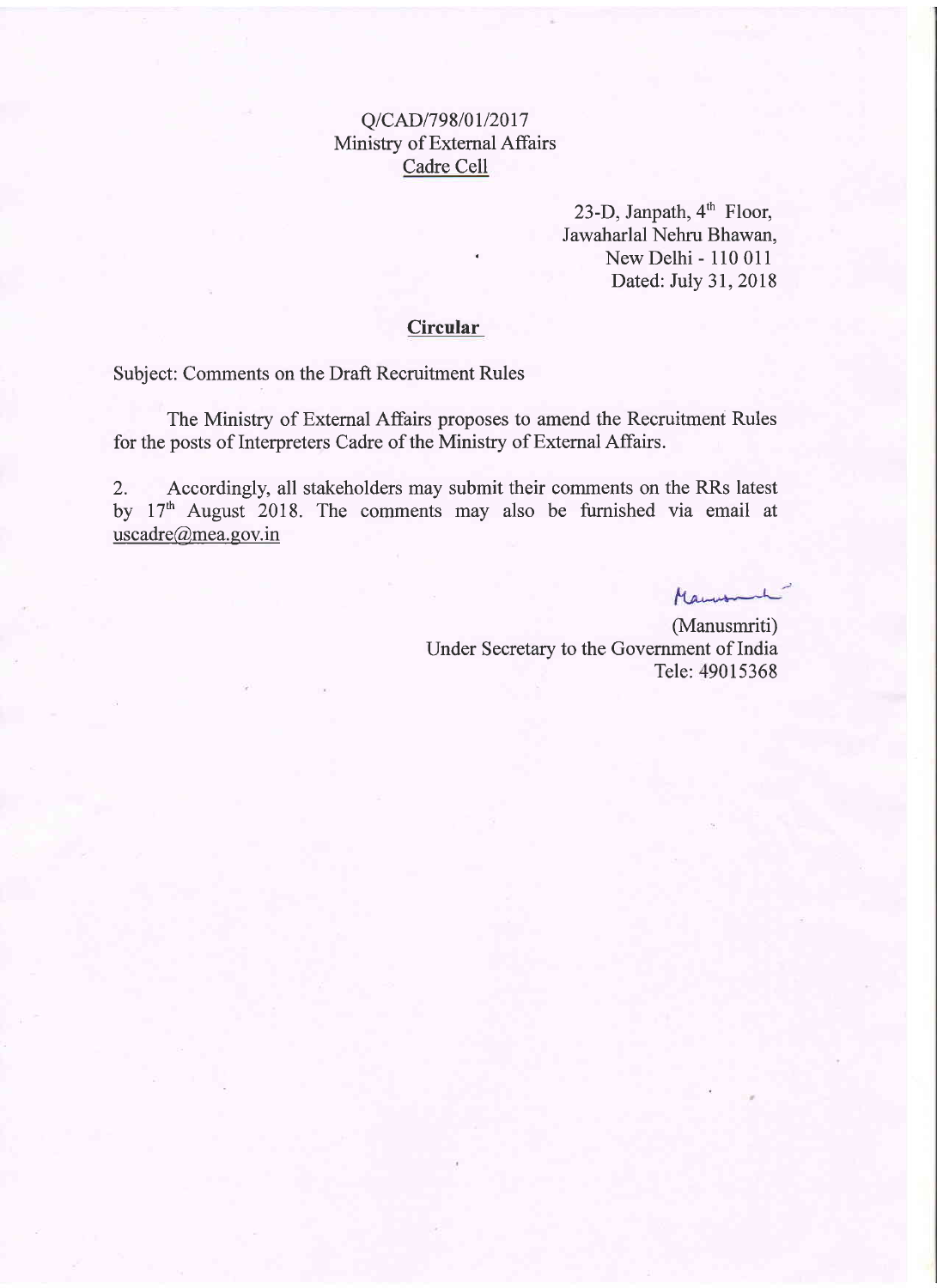Q/CAD/798/01/2017
Ministry of External Affairs
Cadre Cell

23-D, Janpath, 4th Floor,
Jawaharlal Nehru Bhawan,
New Delhi - 110 011
Dated: July 31, 2018

## Circular

Subject: Comments on the Draft Recruitment Rules

The Ministry of External Affairs proposes to amend the Recruitment Rules for the posts of Interpreters Cadre of the Ministry of External Affairs.

2. Accordingly, all stakeholders may submit their comments on the RRs latest by 17th August 2018. The comments may also be furnished via email at uscadre@mea.gov.in

(Manusmriti)
Under Secretary to the Government of India
Tele: 49015368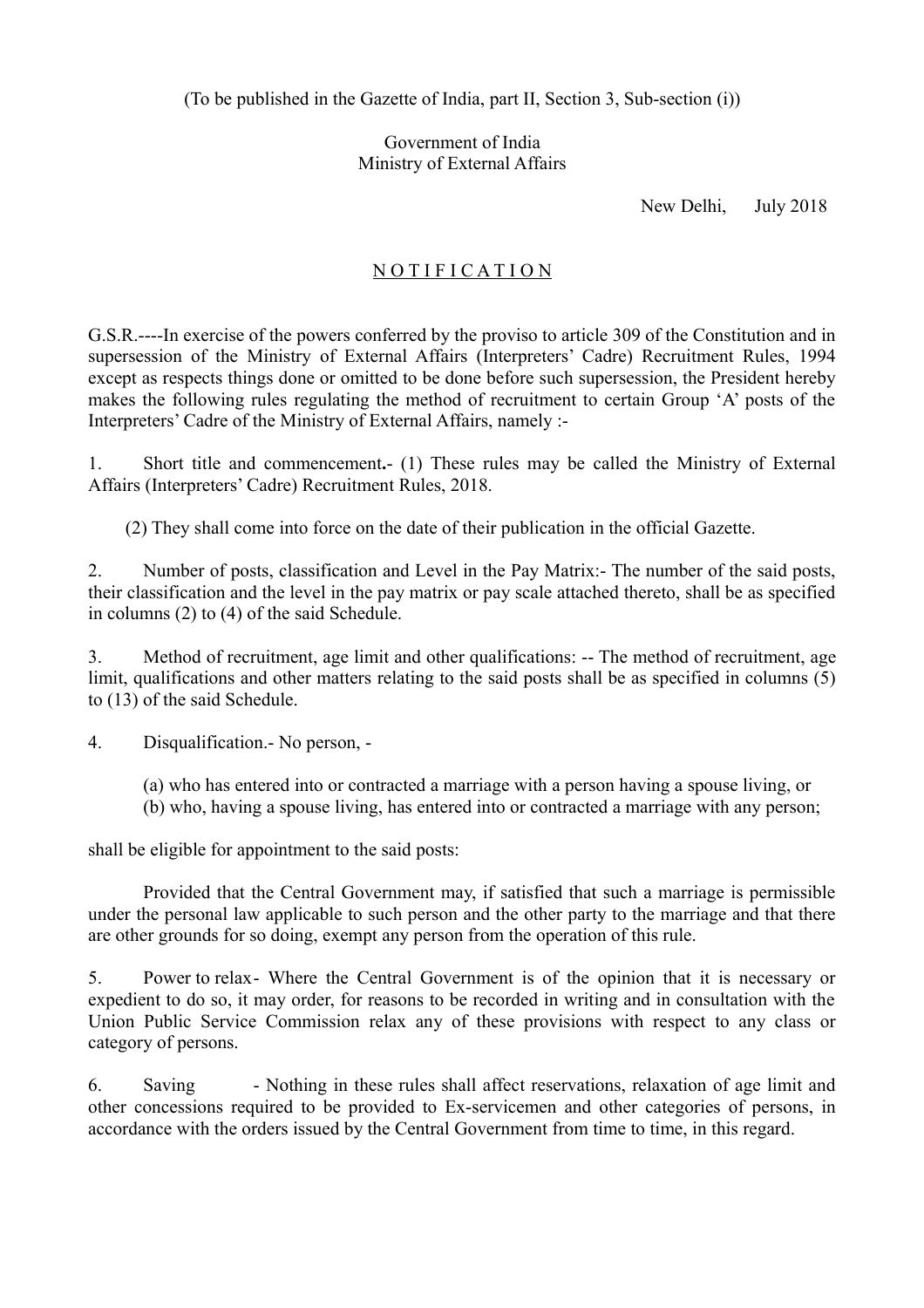(To be published in the Gazette of India, part II, Section 3, Sub-section (i))

Government of India
Ministry of External Affairs

New Delhi, July 2018

## N O T I F I C A T I O N

G.S.R.----In exercise of the powers conferred by the proviso to article 309 of the Constitution and in supersession of the Ministry of External Affairs (Interpreters' Cadre) Recruitment Rules, 1994 except as respects things done or omitted to be done before such supersession, the President hereby makes the following rules regulating the method of recruitment to certain Group 'A' posts of the Interpreters' Cadre of the Ministry of External Affairs, namely :-

1. Short title and commencement.- (1) These rules may be called the Ministry of External Affairs (Interpreters' Cadre) Recruitment Rules, 2018.

(2) They shall come into force on the date of their publication in the official Gazette.

2. Number of posts, classification and Level in the Pay Matrix:- The number of the said posts, their classification and the level in the pay matrix or pay scale attached thereto, shall be as specified in columns (2) to (4) of the said Schedule.

3. Method of recruitment, age limit and other qualifications: -- The method of recruitment, age limit, qualifications and other matters relating to the said posts shall be as specified in columns (5) to (13) of the said Schedule.

4. Disqualification.- No person, -

(a) who has entered into or contracted a marriage with a person having a spouse living, or
(b) who, having a spouse living, has entered into or contracted a marriage with any person;

shall be eligible for appointment to the said posts:

Provided that the Central Government may, if satisfied that such a marriage is permissible under the personal law applicable to such person and the other party to the marriage and that there are other grounds for so doing, exempt any person from the operation of this rule.

5. Power to relax- Where the Central Government is of the opinion that it is necessary or expedient to do so, it may order, for reasons to be recorded in writing and in consultation with the Union Public Service Commission relax any of these provisions with respect to any class or category of persons.

6. Saving - Nothing in these rules shall affect reservations, relaxation of age limit and other concessions required to be provided to Ex-servicemen and other categories of persons, in accordance with the orders issued by the Central Government from time to time, in this regard.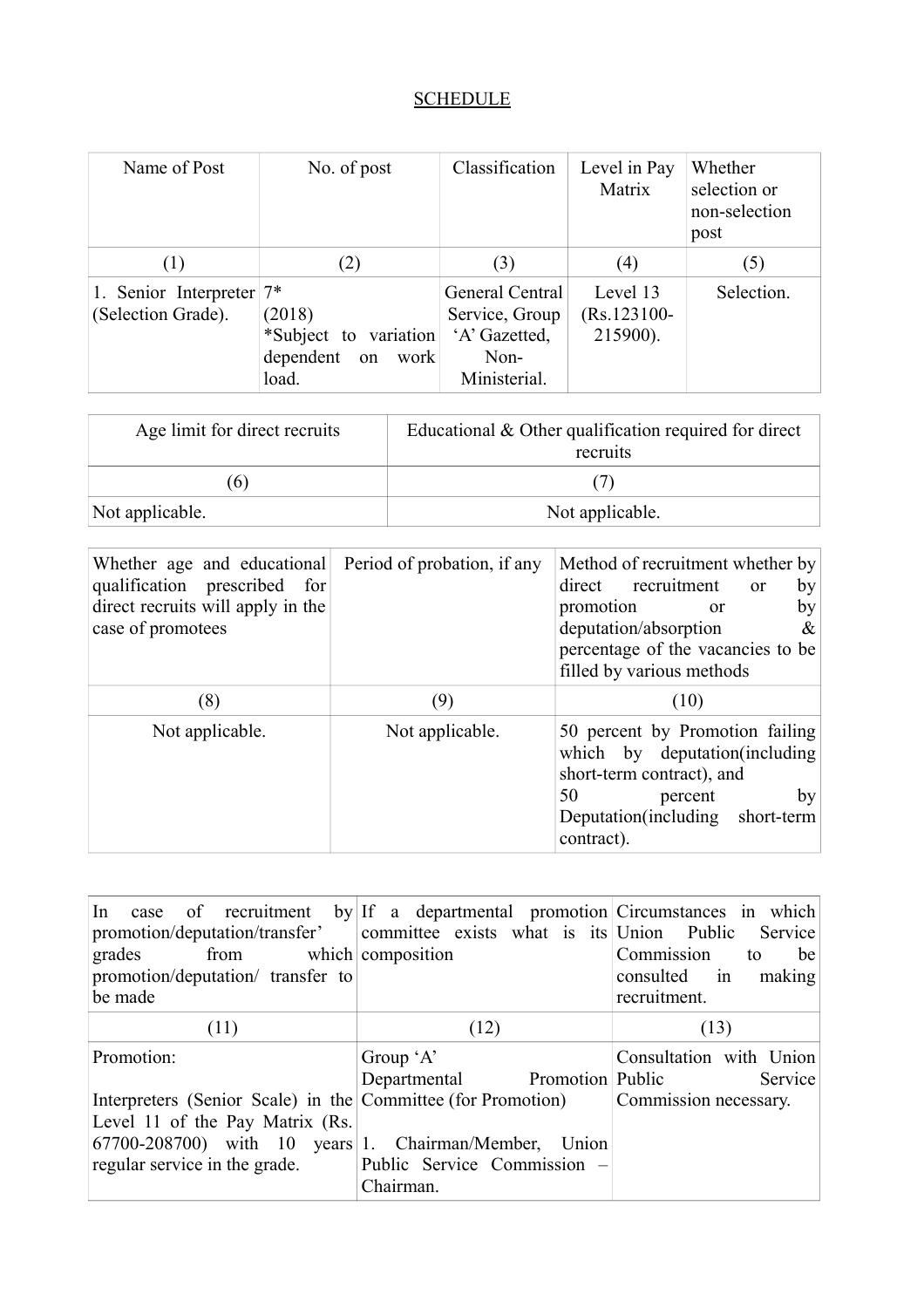SCHEDULE

| Name of Post | No. of post | Classification | Level in Pay Matrix | Whether selection or non-selection post |
|---|---|---|---|---|
| (1) | (2) | (3) | (4) | (5) |
| 1. Senior Interpreter (Selection Grade). | 7* (2018) *Subject to variation dependent on work load. | General Central Service, Group 'A' Gazetted, Non-Ministerial. | Level 13 (Rs.123100-215900). | Selection. |

| Age limit for direct recruits | Educational & Other qualification required for direct recruits |
|---|---|
| (6) | (7) |
| Not applicable. | Not applicable. |

| Whether age and educational qualification prescribed for direct recruits will apply in the case of promotees | Period of probation, if any | Method of recruitment whether by direct recruitment or by promotion or by deputation/absorption & percentage of the vacancies to be filled by various methods |
|---|---|---|
| (8) | (9) | (10) |
| Not applicable. | Not applicable. | 50 percent by Promotion failing which by deputation(including short-term contract), and<br>50 percent by Deputation(including short-term contract). |

| In case of recruitment by promotion/deputation/transfer' grades from which promotion/deputation/ transfer to be made | If a departmental promotion committee exists what is its composition | Circumstances in which Union Public Service Commission to be consulted in making recruitment. |
|---|---|---|
| (11) | (12) | (13) |
| Promotion:<br><br>Interpreters (Senior Scale) in the Level 11 of the Pay Matrix (Rs. 67700-208700) with 10 years regular service in the grade. | Group 'A' Departmental Promotion Committee (for Promotion)<br><br>1. Chairman/Member, Union Public Service Commission – Chairman. | Consultation with Union Public Service Commission necessary. |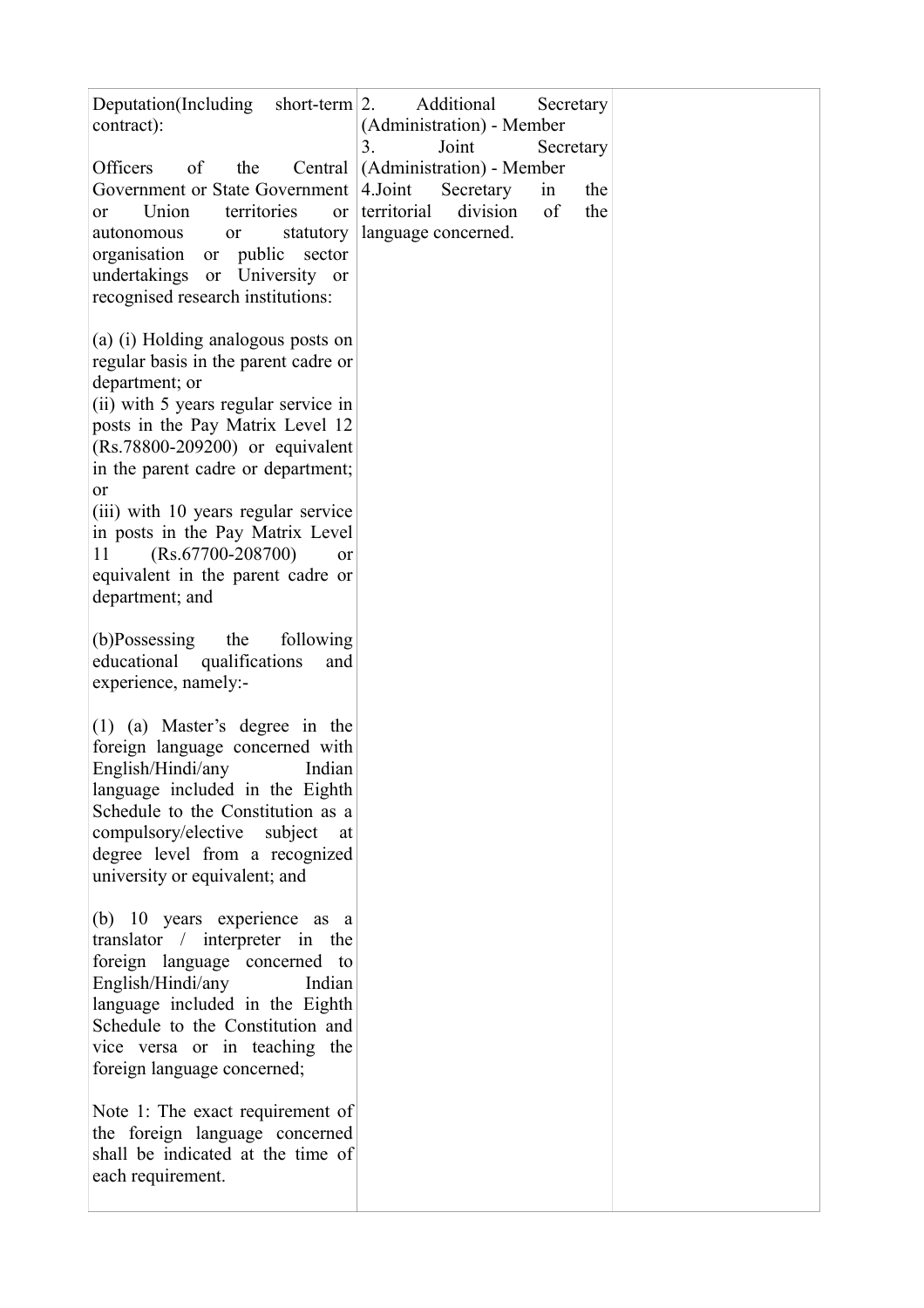| | | |
|---|---|---|
| Deputation(Including short-term contract):<br><br>Officers of the Central Government or State Government or Union territories or autonomous or statutory organisation or public sector undertakings or University or recognised research institutions:<br><br>(a) (i) Holding analogous posts on regular basis in the parent cadre or department; or<br>(ii) with 5 years regular service in posts in the Pay Matrix Level 12 (Rs.78800-209200) or equivalent in the parent cadre or department; or<br>(iii) with 10 years regular service in posts in the Pay Matrix Level 11 (Rs.67700-208700) or equivalent in the parent cadre or department; and<br><br>(b)Possessing the following educational qualifications and experience, namely:-<br><br>(1) (a) Master's degree in the foreign language concerned with English/Hindi/any Indian language included in the Eighth Schedule to the Constitution as a compulsory/elective subject at degree level from a recognized university or equivalent; and<br><br>(b) 10 years experience as a translator / interpreter in the foreign language concerned to English/Hindi/any Indian language included in the Eighth Schedule to the Constitution and vice versa or in teaching the foreign language concerned;<br><br>Note 1: The exact requirement of the foreign language concerned shall be indicated at the time of each requirement. | 2. Additional Secretary (Administration) - Member<br>3. Joint Secretary (Administration) - Member<br>4.Joint Secretary in the territorial division of the language concerned. | |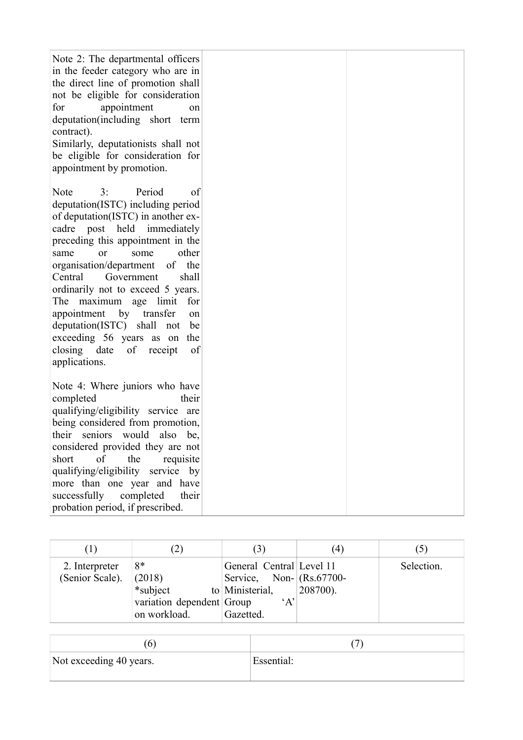| | | |
|---|---|---|
| Note 2: The departmental officers in the feeder category who are in the direct line of promotion shall not be eligible for consideration for appointment on deputation(including short term contract).<br>Similarly, deputationists shall not be eligible for consideration for appointment by promotion.<br><br>Note 3: Period of deputation(ISTC) including period of deputation(ISTC) in another ex-cadre post held immediately preceding this appointment in the same or some other organisation/department of the Central Government shall ordinarily not to exceed 5 years. The maximum age limit for appointment by transfer on deputation(ISTC) shall not be exceeding 56 years as on the closing date of receipt of applications.<br><br>Note 4: Where juniors who have completed their qualifying/eligibility service are being considered from promotion, their seniors would also be, considered provided they are not short of the requisite qualifying/eligibility service by more than one year and have successfully completed their probation period, if prescribed. | | |

| (1) | (2) | (3) | (4) | (5) |
|---|---|---|---|---|
| 2. Interpreter (Senior Scale). | 8*<br>(2018)<br>*subject to variation dependent on workload. | General Central Service, Non-Ministerial, Group 'A' Gazetted. | Level 11 (Rs.67700-208700). | Selection. |

| (6) | (7) |
|---|---|
| Not exceeding 40 years. | Essential: |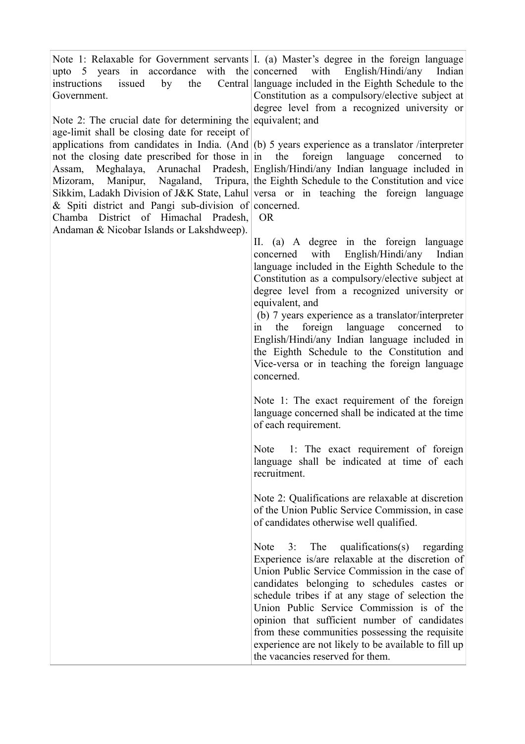| | |
|---|---|
| Note 1: Relaxable for Government servants upto 5 years in accordance with the instructions issued by the Central Government.<br><br>Note 2: The crucial date for determining the age-limit shall be closing date for receipt of applications from candidates in India. (And not the closing date prescribed for those in Assam, Meghalaya, Arunachal Pradesh, Mizoram, Manipur, Nagaland, Tripura, Sikkim, Ladakh Division of J&K State, Lahul & Spiti district and Pangi sub-division of Chamba District of Himachal Pradesh, Andaman & Nicobar Islands or Lakshdweep). | I. (a) Master's degree in the foreign language concerned with English/Hindi/any Indian language included in the Eighth Schedule to the Constitution as a compulsory/elective subject at degree level from a recognized university or equivalent; and<br><br>(b) 5 years experience as a translator /interpreter in the foreign language concerned to English/Hindi/any Indian language included in the Eighth Schedule to the Constitution and vice versa or in teaching the foreign language concerned.<br>OR<br><br>II. (a) A degree in the foreign language concerned with English/Hindi/any Indian language included in the Eighth Schedule to the Constitution as a compulsory/elective subject at degree level from a recognized university or equivalent, and<br>(b) 7 years experience as a translator/interpreter in the foreign language concerned to English/Hindi/any Indian language included in the Eighth Schedule to the Constitution and Vice-versa or in teaching the foreign language concerned.<br><br>Note 1: The exact requirement of the foreign language concerned shall be indicated at the time of each requirement.<br><br>Note 1: The exact requirement of foreign language shall be indicated at time of each recruitment.<br><br>Note 2: Qualifications are relaxable at discretion of the Union Public Service Commission, in case of candidates otherwise well qualified.<br><br>Note 3: The qualifications(s) regarding Experience is/are relaxable at the discretion of Union Public Service Commission in the case of candidates belonging to schedules castes or schedule tribes if at any stage of selection the Union Public Service Commission is of the opinion that sufficient number of candidates from these communities possessing the requisite experience are not likely to be available to fill up the vacancies reserved for them. |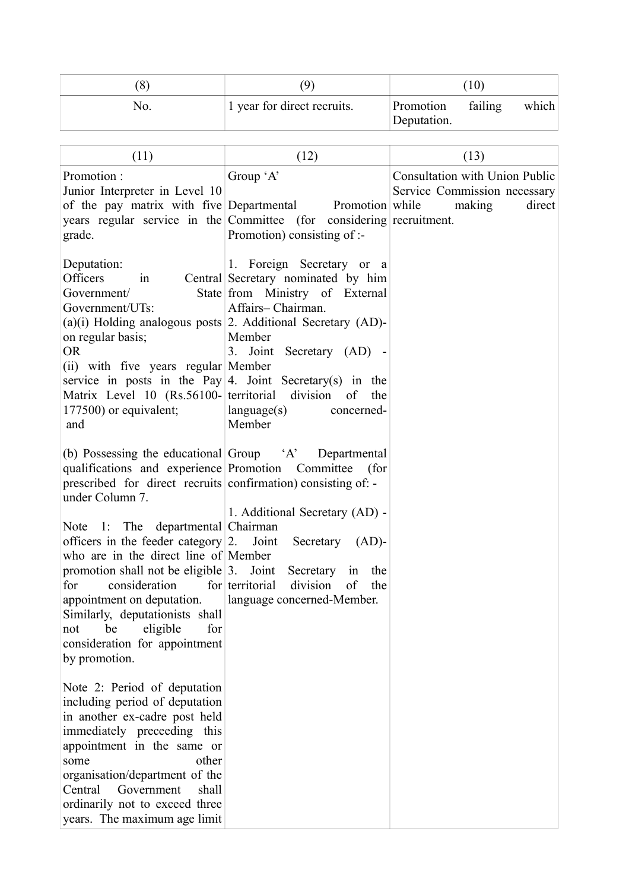| (8) | (9) | (10) |
|---|---|---|
| No. | 1 year for direct recruits. | Promotion failing which Deputation. |

| (11) | (12) | (13) |
|---|---|---|
| Promotion :<br>Junior Interpreter in Level 10 of the pay matrix with five years regular service in the grade.<br><br>Deputation:<br>Officers in Central Government/ State Government/UTs:<br>(a)(i) Holding analogous posts on regular basis;<br>OR<br>(ii) with five years regular service in posts in the Pay Matrix Level 10 (Rs.56100-177500) or equivalent;<br>and<br><br>(b) Possessing the educational qualifications and experience prescribed for direct recruits under Column 7.<br><br>Note 1: The departmental officers in the feeder category who are in the direct line of promotion shall not be eligible for consideration for appointment on deputation. Similarly, deputationists shall not be eligible for consideration for appointment by promotion.<br><br>Note 2: Period of deputation including period of deputation in another ex-cadre post held immediately preceeding this appointment in the same or some other organisation/department of the Central Government shall ordinarily not to exceed three years. The maximum age limit | Group 'A'<br><br>Departmental Promotion Committee (for considering Promotion) consisting of :-<br><br>1. Foreign Secretary or a Secretary nominated by him from Ministry of External Affairs– Chairman.<br>2. Additional Secretary (AD)- Member<br>3. Joint Secretary (AD) - Member<br>4. Joint Secretary(s) in the territorial division of the language(s) concerned- Member<br><br>Group 'A' Departmental Promotion Committee (for confirmation) consisting of: -<br><br>1. Additional Secretary (AD) - Chairman<br>2. Joint Secretary (AD)- Member<br>3. Joint Secretary in the territorial division of the language concerned-Member. | Consultation with Union Public Service Commission necessary while making direct recruitment. |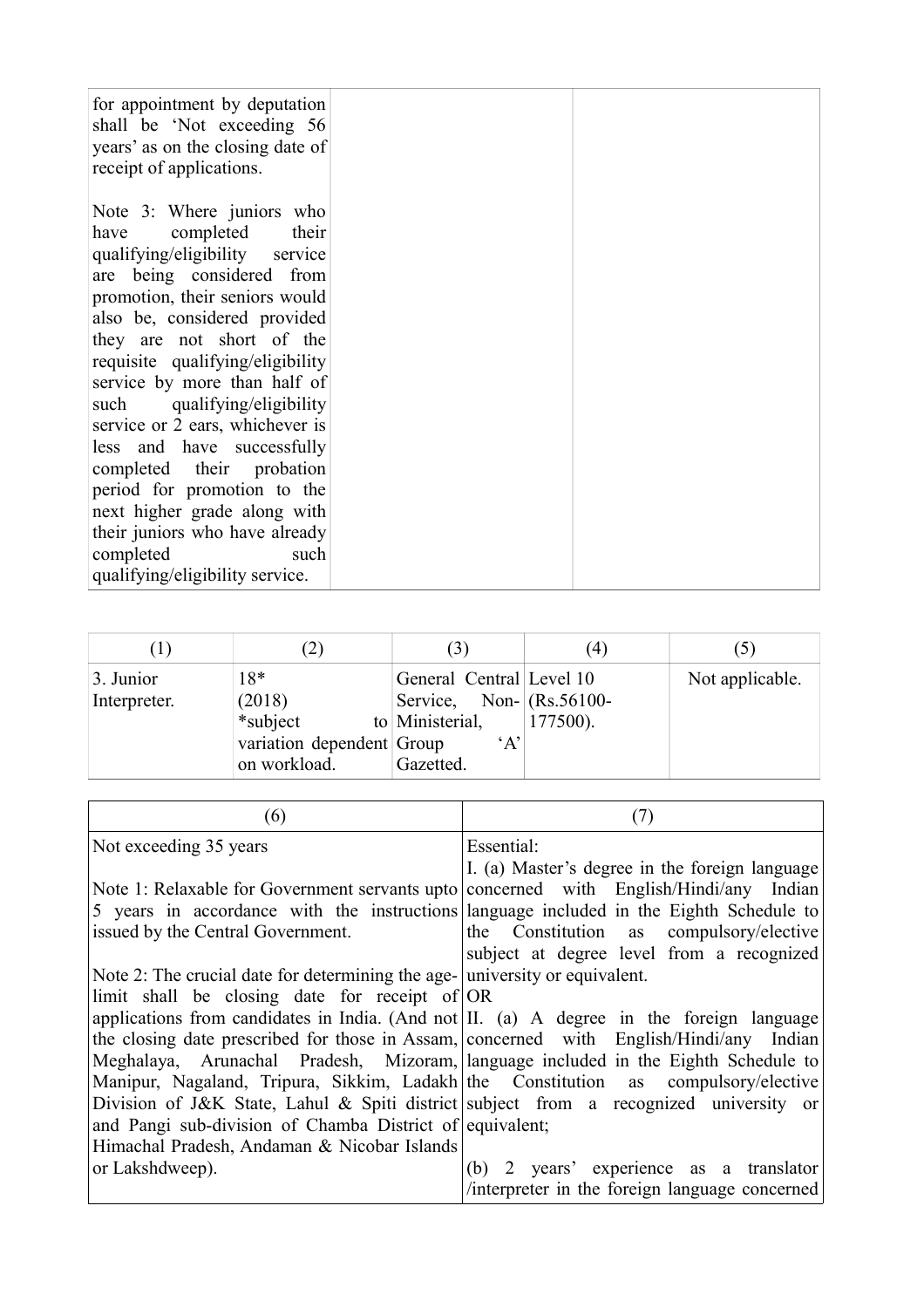| | | |
|---|---|---|
| for appointment by deputation shall be 'Not exceeding 56 years' as on the closing date of receipt of applications.<br><br>Note 3: Where juniors who have completed their qualifying/eligibility service are being considered from promotion, their seniors would also be, considered provided they are not short of the requisite qualifying/eligibility service by more than half of such qualifying/eligibility service or 2 ears, whichever is less and have successfully completed their probation period for promotion to the next higher grade along with their juniors who have already completed such qualifying/eligibility service. | | |

| (1) | (2) | (3) | (4) | (5) |
|---|---|---|---|---|
| 3. Junior Interpreter. | 18*<br>(2018)<br>*subject to variation dependent on workload. | General Central Service, Non-Ministerial, Group 'A' Gazetted. | Level 10 (Rs.56100-177500). | Not applicable. |

| (6) | (7) |
|---|---|
| Not exceeding 35 years<br><br>Note 1: Relaxable for Government servants upto 5 years in accordance with the instructions issued by the Central Government.<br><br>Note 2: The crucial date for determining the age-limit shall be closing date for receipt of applications from candidates in India. (And not the closing date prescribed for those in Assam, Meghalaya, Arunachal Pradesh, Mizoram, Manipur, Nagaland, Tripura, Sikkim, Ladakh Division of J&K State, Lahul & Spiti district and Pangi sub-division of Chamba District of Himachal Pradesh, Andaman & Nicobar Islands or Lakshdweep). | Essential:<br>I. (a) Master's degree in the foreign language concerned with English/Hindi/any Indian language included in the Eighth Schedule to the Constitution as compulsory/elective subject at degree level from a recognized university or equivalent.<br>OR<br>II. (a) A degree in the foreign language concerned with English/Hindi/any Indian language included in the Eighth Schedule to the Constitution as compulsory/elective subject from a recognized university or equivalent;<br><br>(b) 2 years' experience as a translator /interpreter in the foreign language concerned |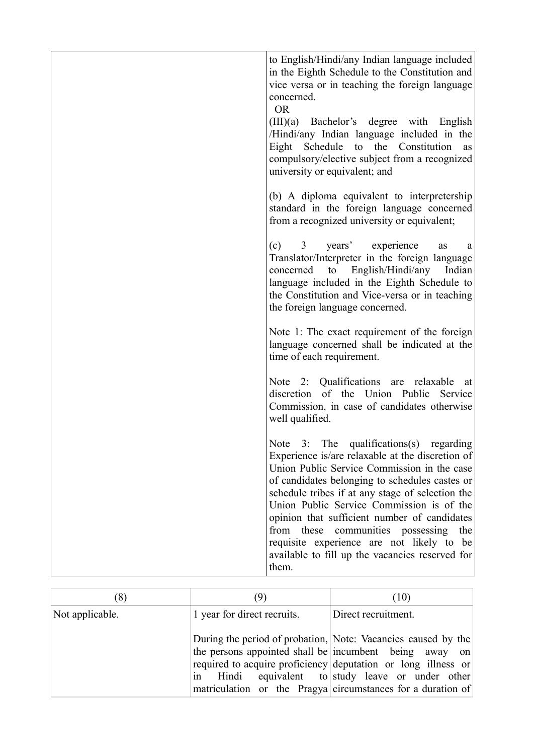| | |
|---|---|
| | to English/Hindi/any Indian language included in the Eighth Schedule to the Constitution and vice versa or in teaching the foreign language concerned.<br>OR<br>(III)(a) Bachelor's degree with English /Hindi/any Indian language included in the Eight Schedule to the Constitution as compulsory/elective subject from a recognized university or equivalent; and<br><br>(b) A diploma equivalent to interpretership standard in the foreign language concerned from a recognized university or equivalent;<br><br>(c) 3 years' experience as a Translator/Interpreter in the foreign language concerned to English/Hindi/any Indian language included in the Eighth Schedule to the Constitution and Vice-versa or in teaching the foreign language concerned.<br><br>Note 1: The exact requirement of the foreign language concerned shall be indicated at the time of each requirement.<br><br>Note 2: Qualifications are relaxable at discretion of the Union Public Service Commission, in case of candidates otherwise well qualified.<br><br>Note 3: The qualifications(s) regarding Experience is/are relaxable at the discretion of Union Public Service Commission in the case of candidates belonging to schedules castes or schedule tribes if at any stage of selection the Union Public Service Commission is of the opinion that sufficient number of candidates from these communities possessing the requisite experience are not likely to be available to fill up the vacancies reserved for them. |

| (8) | (9) | (10) |
|---|---|---|
| Not applicable. | 1 year for direct recruits.<br><br>During the period of probation, the persons appointed shall be required to acquire proficiency in Hindi equivalent to matriculation or the Pragya | Direct recruitment.<br><br>Note: Vacancies caused by the incumbent being away on deputation or long illness or study leave or under other circumstances for a duration of |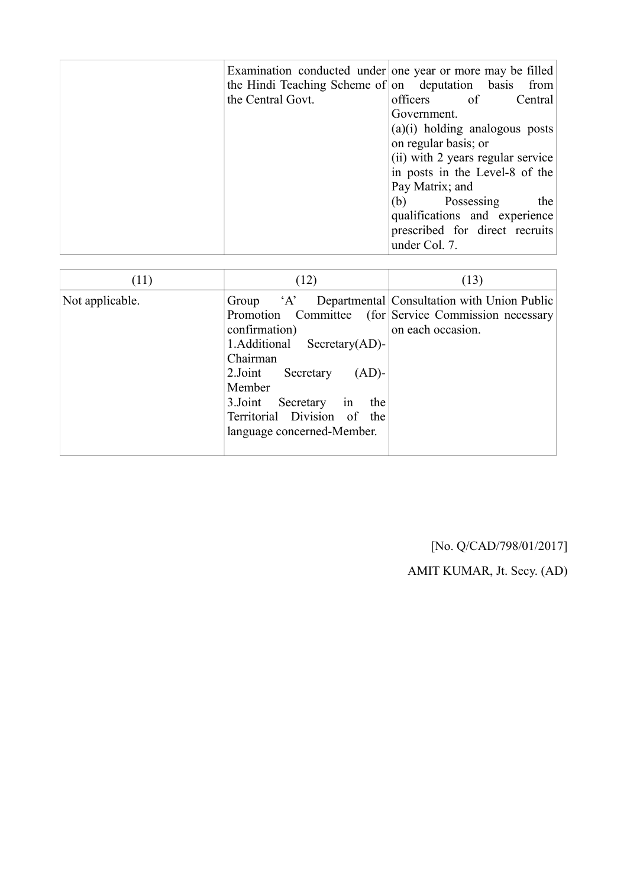| | | |
|---|---|---|
| | Examination conducted under the Hindi Teaching Scheme of the Central Govt. | one year or more may be filled on deputation basis from officers of Central Government. (a)(i) holding analogous posts on regular basis; or (ii) with 2 years regular service in posts in the Level-8 of the Pay Matrix; and (b) Possessing the qualifications and experience prescribed for direct recruits under Col. 7. |

| (11) | (12) | (13) |
|---|---|---|
| Not applicable. | Group 'A' Departmental Promotion Committee (for confirmation) 1.Additional Secretary(AD)-Chairman 2.Joint Secretary (AD)-Member 3.Joint Secretary in the Territorial Division of the language concerned-Member. | Consultation with Union Public Service Commission necessary on each occasion. |

[No. Q/CAD/798/01/2017]

AMIT KUMAR, Jt. Secy. (AD)